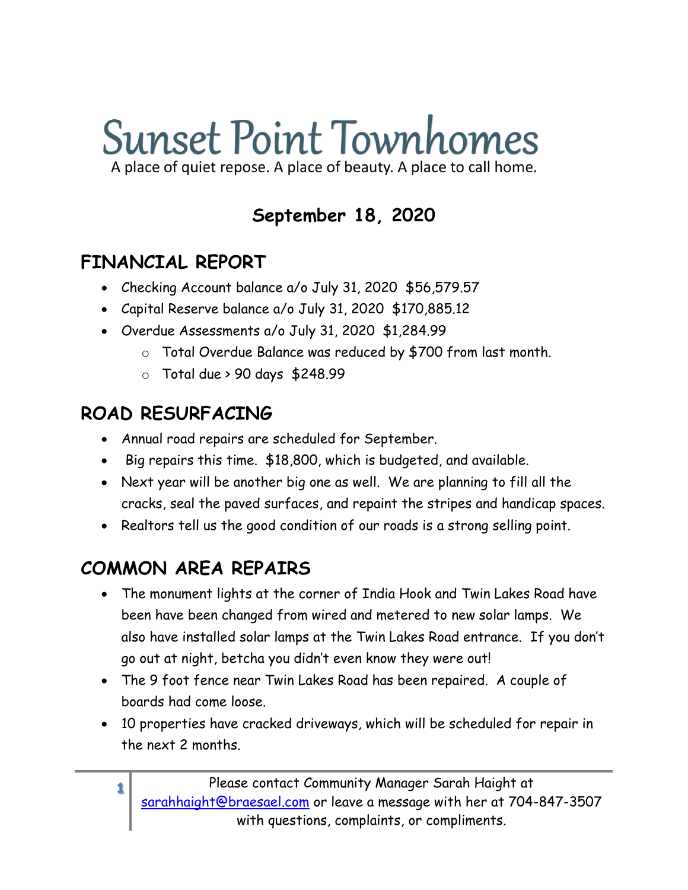# Sunset Point Townhomes

A place of quiet repose. A place of beauty. A place to call home.

## September 18, 2020

## FINANCIAL REPORT

- Checking Account balance a/o July 31, 2020  $56,579.57
- Capital Reserve balance a/o July 31, 2020  $170,885.12
- Overdue Assessments a/o July 31, 2020  $1,284.99
    - Total Overdue Balance was reduced by $700 from last month.
    - Total due > 90 days  $248.99

## ROAD RESURFACING

- Annual road repairs are scheduled for September.
- Big repairs this time.  $18,800, which is budgeted, and available.
- Next year will be another big one as well.  We are planning to fill all the cracks, seal the paved surfaces, and repaint the stripes and handicap spaces.
- Realtors tell us the good condition of our roads is a strong selling point.

## COMMON AREA REPAIRS

- The monument lights at the corner of India Hook and Twin Lakes Road have been have been changed from wired and metered to new solar lamps.  We also have installed solar lamps at the Twin Lakes Road entrance.  If you don't go out at night, betcha you didn't even know they were out!
- The 9 foot fence near Twin Lakes Road has been repaired.  A couple of boards had come loose.
- 10 properties have cracked driveways, which will be scheduled for repair in the next 2 months.

Please contact Community Manager Sarah Haight at sarahhaight@braesael.com or leave a message with her at 704-847-3507 with questions, complaints, or compliments.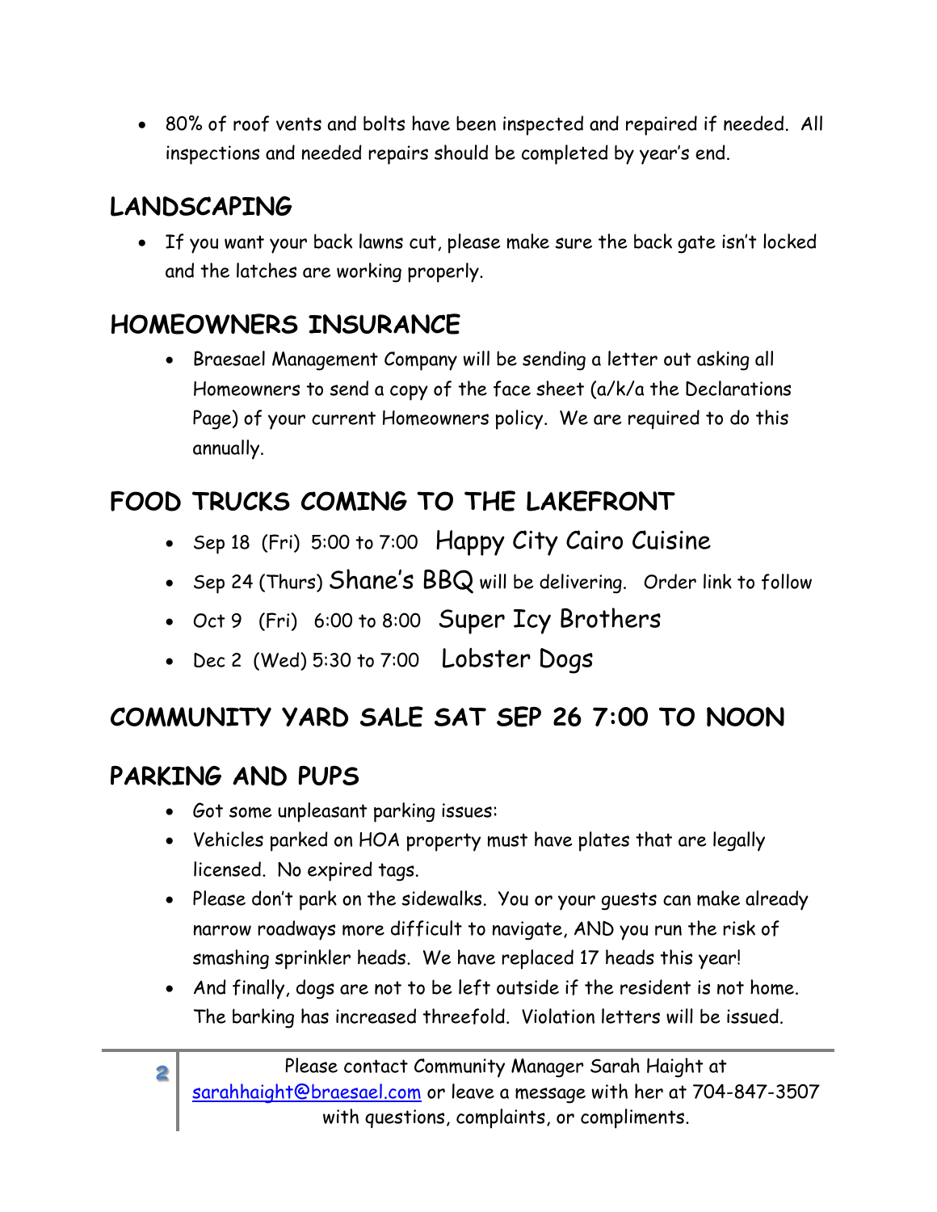- 80% of roof vents and bolts have been inspected and repaired if needed. All inspections and needed repairs should be completed by year's end.

## LANDSCAPING

- If you want your back lawns cut, please make sure the back gate isn't locked and the latches are working properly.

## HOMEOWNERS INSURANCE

- Braesael Management Company will be sending a letter out asking all Homeowners to send a copy of the face sheet (a/k/a the Declarations Page) of your current Homeowners policy. We are required to do this annually.

## FOOD TRUCKS COMING TO THE LAKEFRONT

- Sep 18 (Fri) 5:00 to 7:00 Happy City Cairo Cuisine
- Sep 24 (Thurs) Shane's BBQ will be delivering. Order link to follow
- Oct 9 (Fri) 6:00 to 8:00 Super Icy Brothers
- Dec 2 (Wed) 5:30 to 7:00 Lobster Dogs

## COMMUNITY YARD SALE SAT SEP 26 7:00 TO NOON

## PARKING AND PUPS

- Got some unpleasant parking issues:
- Vehicles parked on HOA property must have plates that are legally licensed. No expired tags.
- Please don't park on the sidewalks. You or your guests can make already narrow roadways more difficult to navigate, AND you run the risk of smashing sprinkler heads. We have replaced 17 heads this year!
- And finally, dogs are not to be left outside if the resident is not home. The barking has increased threefold. Violation letters will be issued.

Please contact Community Manager Sarah Haight at sarahhaight@braesael.com or leave a message with her at 704-847-3507 with questions, complaints, or compliments.